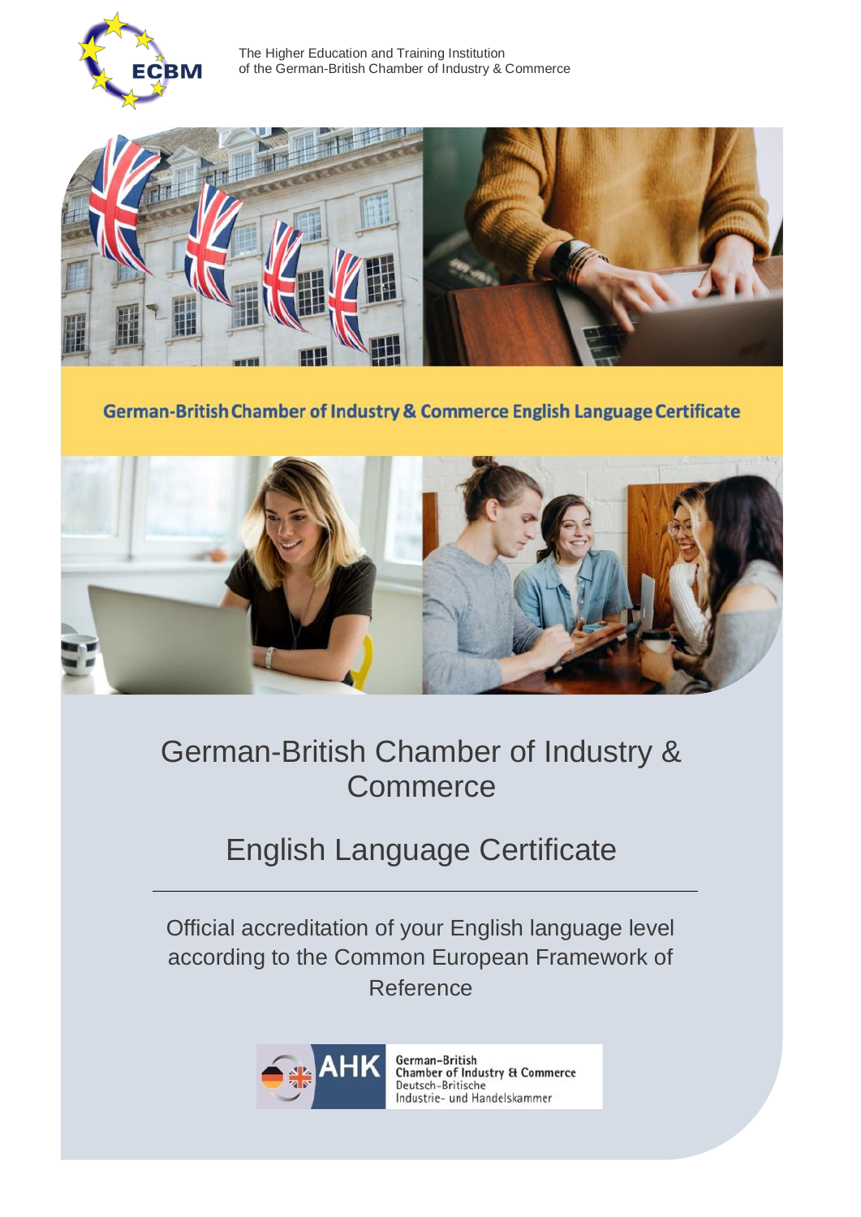The Higher Education and Training Institution
of the German-British Chamber of Industry & Commerce

**German-British Chamber of Industry & Commerce English Language Certificate**

# German-British Chamber of Industry & Commerce

## English Language Certificate

---

Official accreditation of your English language level according to the Common European Framework of Reference

AHK German-British Chamber of Industry & Commerce
Deutsch-Britische Industrie- und Handelskammer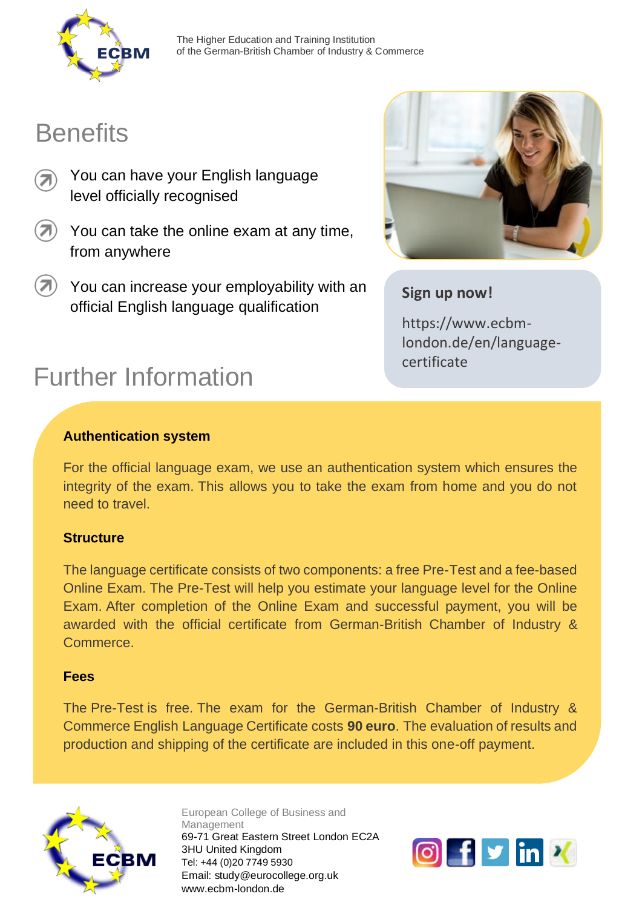The Higher Education and Training Institution
of the German-British Chamber of Industry & Commerce

# Benefits

- You can have your English language level officially recognised
- You can take the online exam at any time, from anywhere
- You can increase your employability with an official English language qualification

**Sign up now!**

https://www.ecbm-london.de/en/language-certificate

# Further Information

### Authentication system

For the official language exam, we use an authentication system which ensures the integrity of the exam. This allows you to take the exam from home and you do not need to travel.

### Structure

The language certificate consists of two components: a free Pre-Test and a fee-based Online Exam. The Pre-Test will help you estimate your language level for the Online Exam. After completion of the Online Exam and successful payment, you will be awarded with the official certificate from German-British Chamber of Industry & Commerce.

### Fees

The Pre-Test is free. The exam for the German-British Chamber of Industry & Commerce English Language Certificate costs **90 euro**. The evaluation of results and production and shipping of the certificate are included in this one-off payment.

European College of Business and Management
69-71 Great Eastern Street London EC2A 3HU United Kingdom
Tel: +44 (0)20 7749 5930
Email: study@eurocollege.org.uk
www.ecbm-london.de